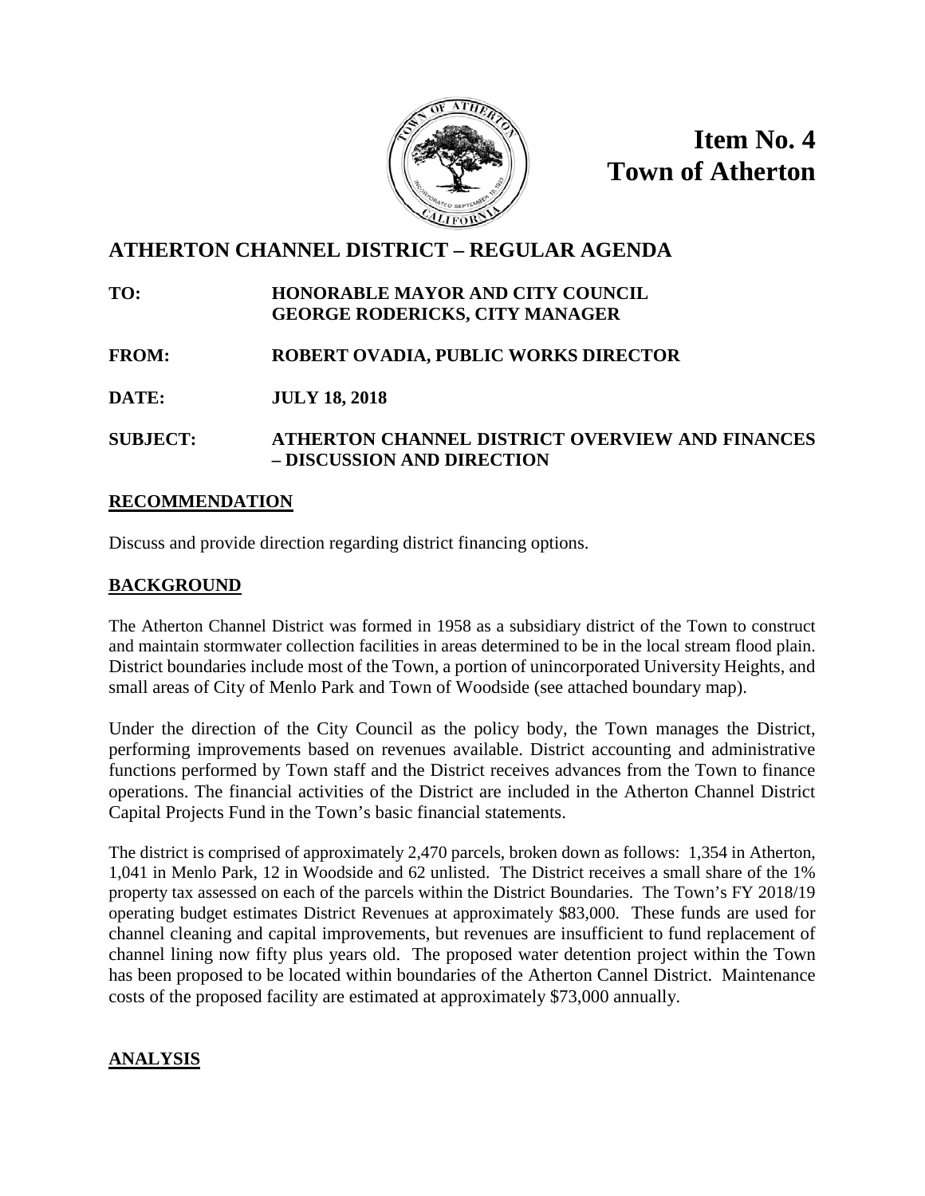**Item No. 4**
**Town of Atherton**

# ATHERTON CHANNEL DISTRICT – REGULAR AGENDA

**TO:** HONORABLE MAYOR AND CITY COUNCIL
GEORGE RODERICKS, CITY MANAGER

**FROM:** ROBERT OVADIA, PUBLIC WORKS DIRECTOR

**DATE:** JULY 18, 2018

**SUBJECT:** ATHERTON CHANNEL DISTRICT OVERVIEW AND FINANCES – DISCUSSION AND DIRECTION

## RECOMMENDATION

Discuss and provide direction regarding district financing options.

## BACKGROUND

The Atherton Channel District was formed in 1958 as a subsidiary district of the Town to construct and maintain stormwater collection facilities in areas determined to be in the local stream flood plain. District boundaries include most of the Town, a portion of unincorporated University Heights, and small areas of City of Menlo Park and Town of Woodside (see attached boundary map).

Under the direction of the City Council as the policy body, the Town manages the District, performing improvements based on revenues available. District accounting and administrative functions performed by Town staff and the District receives advances from the Town to finance operations. The financial activities of the District are included in the Atherton Channel District Capital Projects Fund in the Town's basic financial statements.

The district is comprised of approximately 2,470 parcels, broken down as follows: 1,354 in Atherton, 1,041 in Menlo Park, 12 in Woodside and 62 unlisted. The District receives a small share of the 1% property tax assessed on each of the parcels within the District Boundaries. The Town's FY 2018/19 operating budget estimates District Revenues at approximately $83,000. These funds are used for channel cleaning and capital improvements, but revenues are insufficient to fund replacement of channel lining now fifty plus years old. The proposed water detention project within the Town has been proposed to be located within boundaries of the Atherton Cannel District. Maintenance costs of the proposed facility are estimated at approximately $73,000 annually.

## ANALYSIS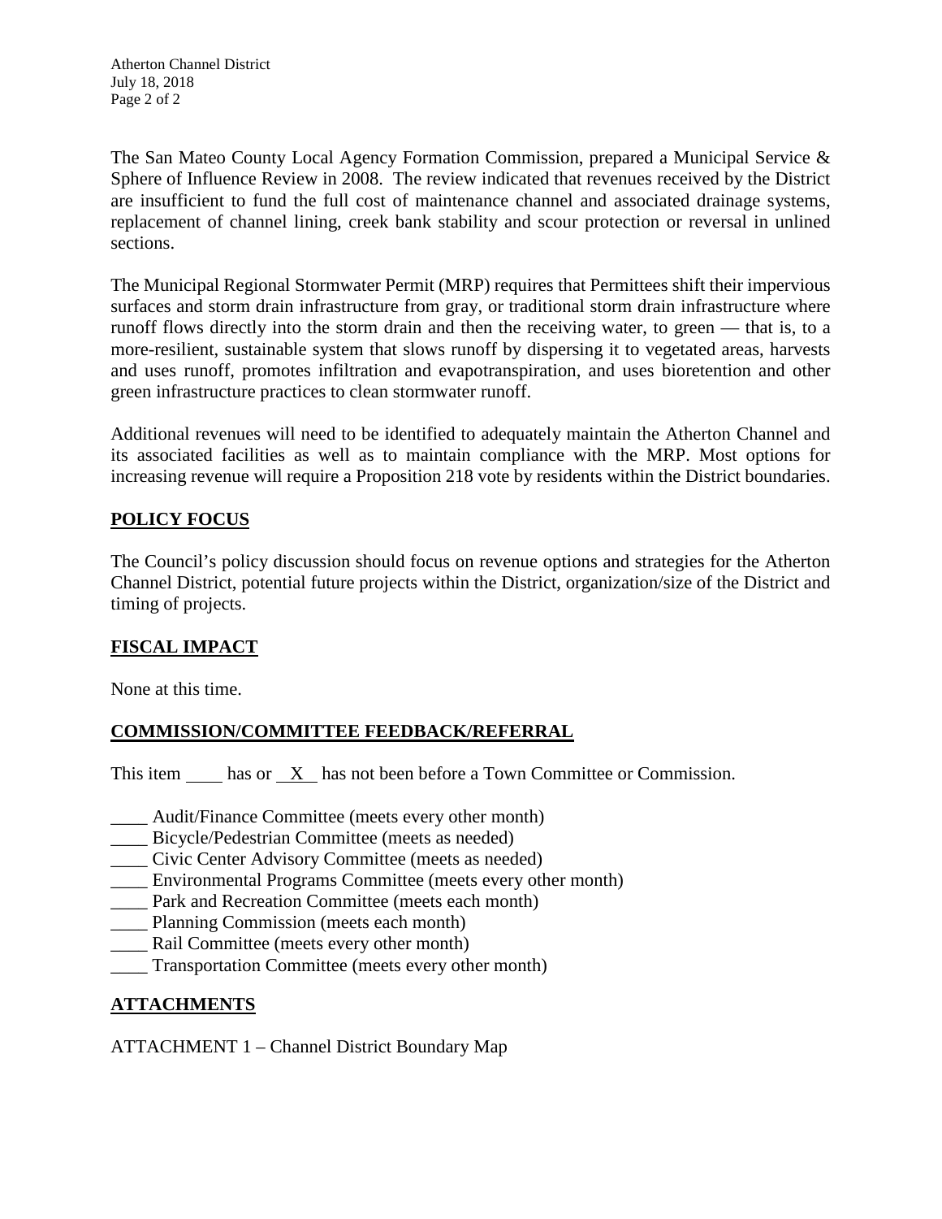The San Mateo County Local Agency Formation Commission, prepared a Municipal Service & Sphere of Influence Review in 2008. The review indicated that revenues received by the District are insufficient to fund the full cost of maintenance channel and associated drainage systems, replacement of channel lining, creek bank stability and scour protection or reversal in unlined sections.

The Municipal Regional Stormwater Permit (MRP) requires that Permittees shift their impervious surfaces and storm drain infrastructure from gray, or traditional storm drain infrastructure where runoff flows directly into the storm drain and then the receiving water, to green — that is, to a more-resilient, sustainable system that slows runoff by dispersing it to vegetated areas, harvests and uses runoff, promotes infiltration and evapotranspiration, and uses bioretention and other green infrastructure practices to clean stormwater runoff.

Additional revenues will need to be identified to adequately maintain the Atherton Channel and its associated facilities as well as to maintain compliance with the MRP. Most options for increasing revenue will require a Proposition 218 vote by residents within the District boundaries.

## POLICY FOCUS

The Council's policy discussion should focus on revenue options and strategies for the Atherton Channel District, potential future projects within the District, organization/size of the District and timing of projects.

## FISCAL IMPACT

None at this time.

## COMMISSION/COMMITTEE FEEDBACK/REFERRAL

This item ____ has or __X__ has not been before a Town Committee or Commission.

____ Audit/Finance Committee (meets every other month)
____ Bicycle/Pedestrian Committee (meets as needed)
____ Civic Center Advisory Committee (meets as needed)
____ Environmental Programs Committee (meets every other month)
____ Park and Recreation Committee (meets each month)
____ Planning Commission (meets each month)
____ Rail Committee (meets every other month)
____ Transportation Committee (meets every other month)

## ATTACHMENTS

ATTACHMENT 1 – Channel District Boundary Map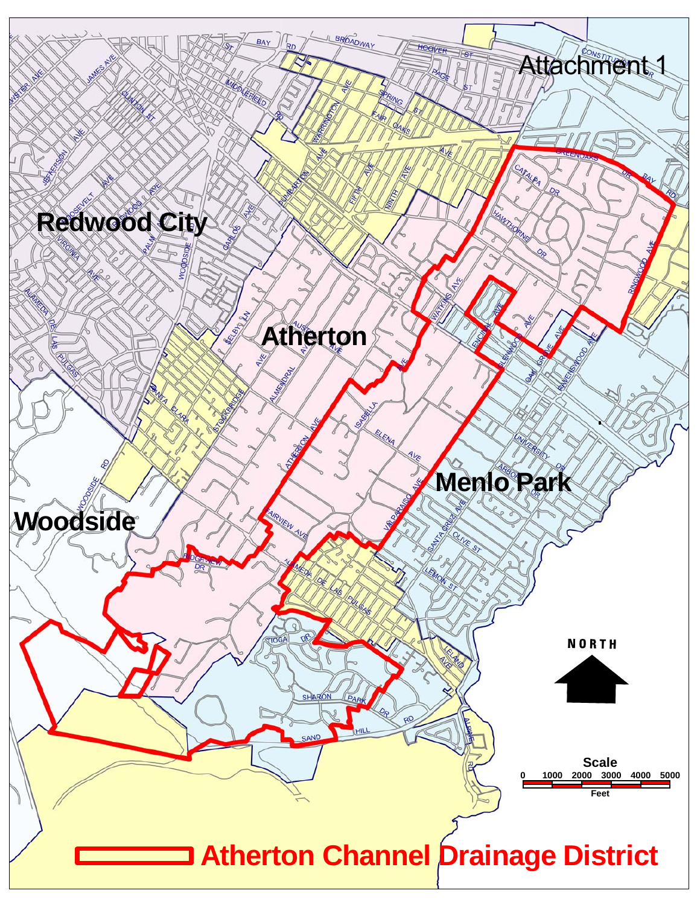Attachment 1

Redwood City

Atherton

Menlo Park

Woodside

NORTH

Scale

0 1000 2000 3000 4000 5000

Feet

Atherton Channel Drainage District